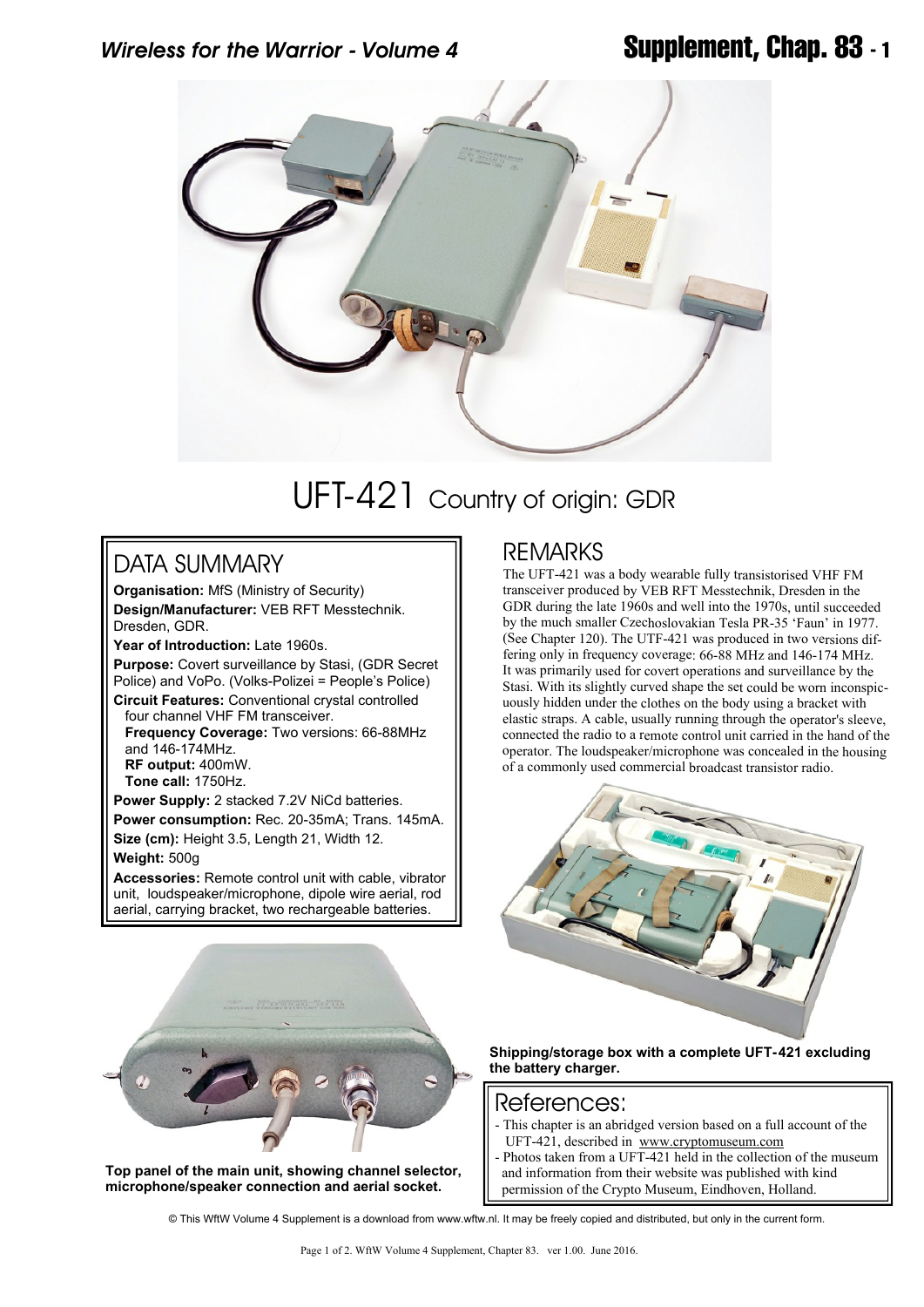# UFT-421 Country of origin: GDR

## DATA SUMMARY

**Organisation:** MfS (Ministry of Security)

**Design/Manufacturer:** VEB RFT Messtechnik. Dresden, GDR.

**Year of Introduction:** Late 1960s.

**Purpose:** Covert surveillance by Stasi, (GDR Secret Police) and VoPo. (Volks-Polizei = People's Police)

**Circuit Features:** Conventional crystal controlled four channel VHF FM transceiver.
**Frequency Coverage:** Two versions: 66-88MHz and 146-174MHz.
**RF output:** 400mW.
**Tone call:** 1750Hz.

**Power Supply:** 2 stacked 7.2V NiCd batteries.

**Power consumption:** Rec. 20-35mA; Trans. 145mA.

**Size (cm):** Height 3.5, Length 21, Width 12.

**Weight:** 500g

**Accessories:** Remote control unit with cable, vibrator unit, loudspeaker/microphone, dipole wire aerial, rod aerial, carrying bracket, two rechargeable batteries.

Top panel of the main unit, showing channel selector, microphone/speaker connection and aerial socket.

## REMARKS

The UFT-421 was a body wearable fully transistorised VHF FM transceiver produced by VEB RFT Messtechnik, Dresden in the GDR during the late 1960s and well into the 1970s, until succeeded by the much smaller Czechoslovakian Tesla PR-35 'Faun' in 1977. (See Chapter 120). The UTF-421 was produced in two versions differing only in frequency coverage: 66-88 MHz and 146-174 MHz. It was primarily used for covert operations and surveillance by the Stasi. With its slightly curved shape the set could be worn inconspicuously hidden under the clothes on the body using a bracket with elastic straps. A cable, usually running through the operator's sleeve, connected the radio to a remote control unit carried in the hand of the operator. The loudspeaker/microphone was concealed in the housing of a commonly used commercial broadcast transistor radio.

**Shipping/storage box with a complete UFT-421 excluding the battery charger.**

## References:

- This chapter is an abridged version based on a full account of the UFT-421, described in www.cryptomuseum.com
- Photos taken from a UFT-421 held in the collection of the museum and information from their website was published with kind permission of the Crypto Museum, Eindhoven, Holland.

© This WftW Volume 4 Supplement is a download from www.wftw.nl. It may be freely copied and distributed, but only in the current form.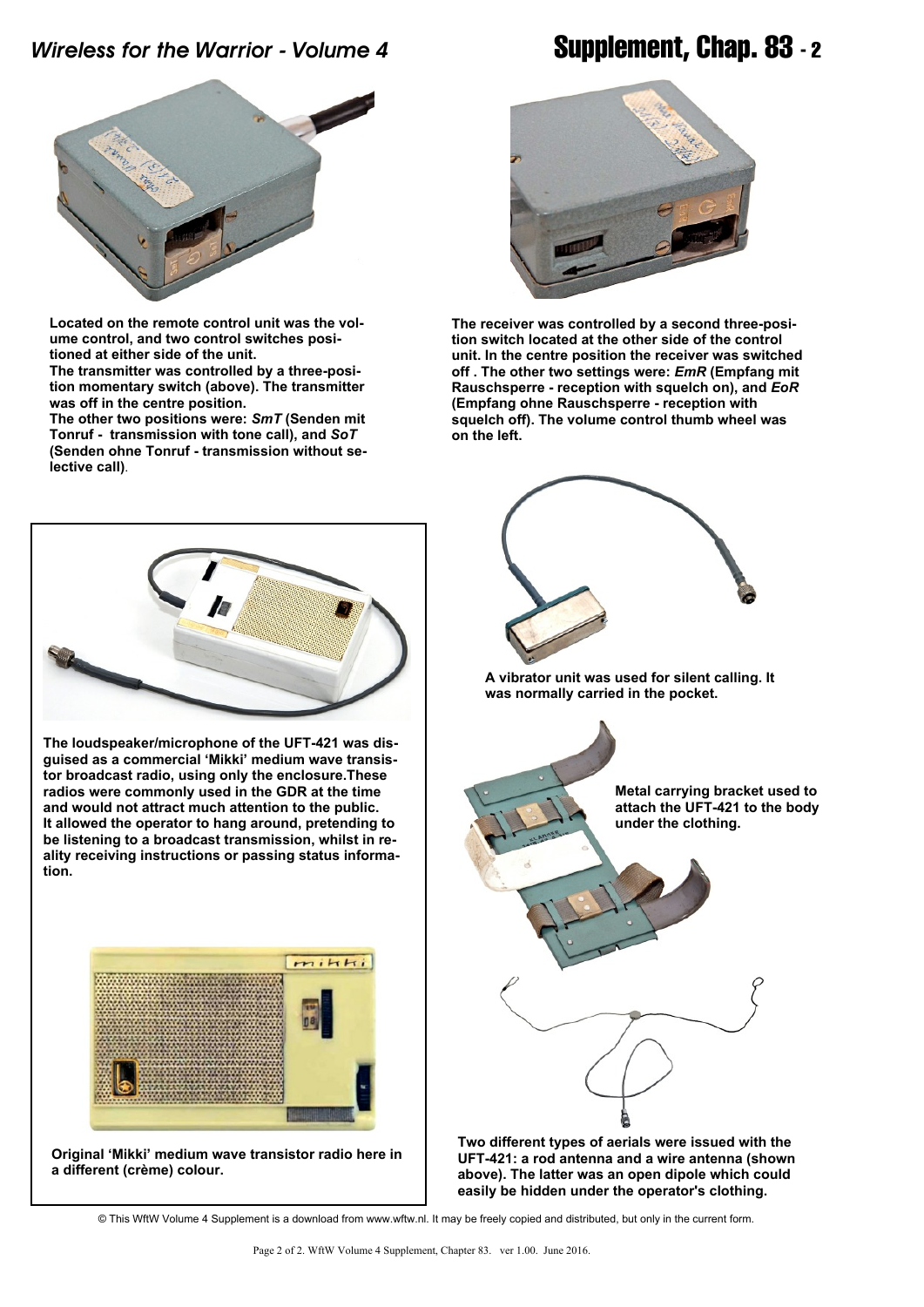Located on the remote control unit was the volume control, and two control switches positioned at either side of the unit.
The transmitter was controlled by a three-position momentary switch (above). The transmitter was off in the centre position.
The other two positions were: *SmT* (Senden mit Tonruf - transmission with tone call), and *SoT* (Senden ohne Tonruf - transmission without selective call).

The receiver was controlled by a second three-position switch located at the other side of the control unit. In the centre position the receiver was switched off . The other two settings were: *EmR* (Empfang mit Rauschsperre - reception with squelch on), and *EoR* (Empfang ohne Rauschsperre - reception with squelch off). The volume control thumb wheel was on the left.

The loudspeaker/microphone of the UFT-421 was disguised as a commercial 'Mikki' medium wave transistor broadcast radio, using only the enclosure.These radios were commonly used in the GDR at the time and would not attract much attention to the public.
It allowed the operator to hang around, pretending to be listening to a broadcast transmission, whilst in reality receiving instructions or passing status information.

Original 'Mikki' medium wave transistor radio here in a different (crème) colour.

A vibrator unit was used for silent calling. It was normally carried in the pocket.

Metal carrying bracket used to attach the UFT-421 to the body under the clothing.

Two different types of aerials were issued with the UFT-421: a rod antenna and a wire antenna (shown above). The latter was an open dipole which could easily be hidden under the operator's clothing.

© This WftW Volume 4 Supplement is a download from www.wftw.nl. It may be freely copied and distributed, but only in the current form.